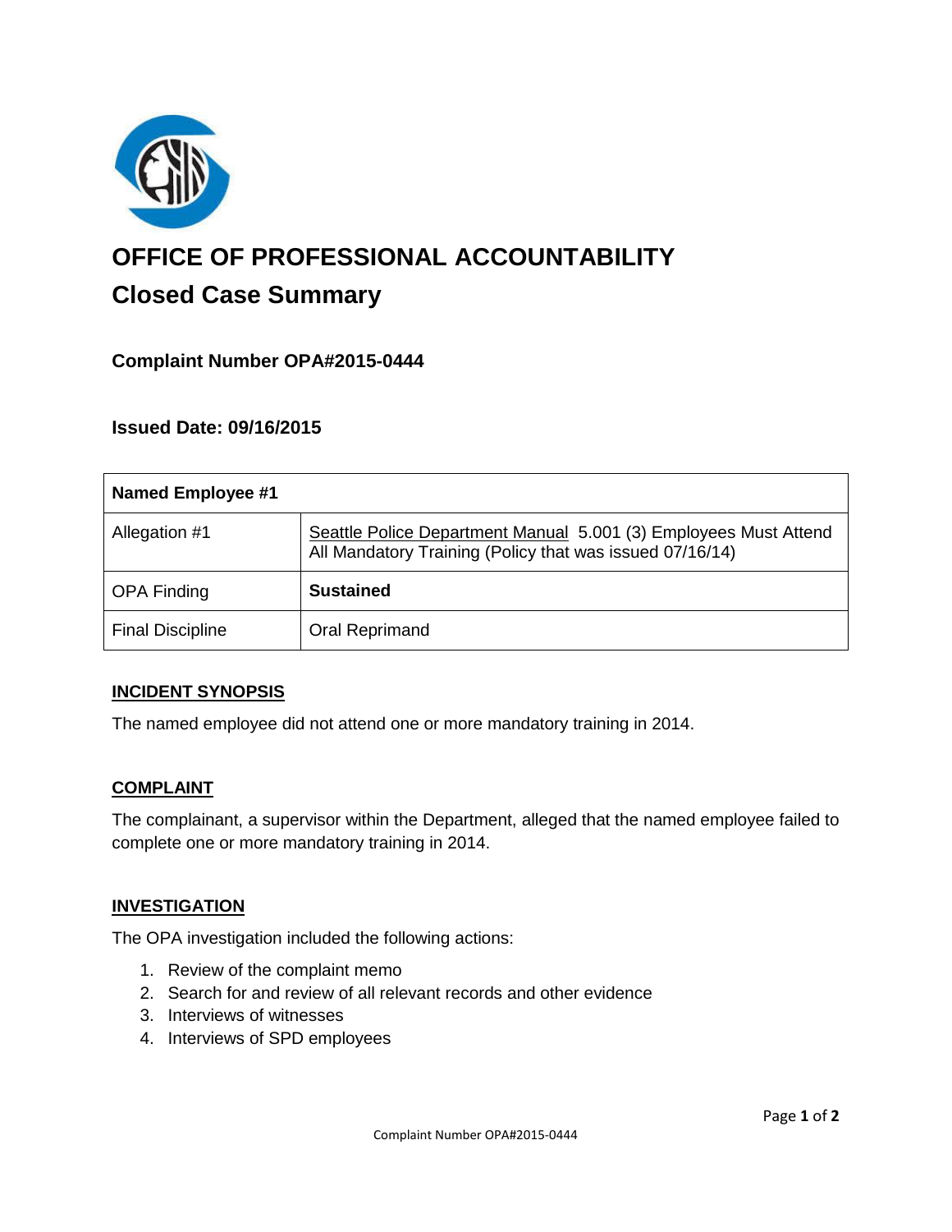# OFFICE OF PROFESSIONAL ACCOUNTABILITY

## Closed Case Summary

### Complaint Number OPA#2015-0444

### Issued Date: 09/16/2015

| Named Employee #1 | |
|---|---|
| Allegation #1 | Seattle Police Department Manual 5.001 (3) Employees Must Attend All Mandatory Training (Policy that was issued 07/16/14) |
| OPA Finding | **Sustained** |
| Final Discipline | Oral Reprimand |

### INCIDENT SYNOPSIS

The named employee did not attend one or more mandatory training in 2014.

### COMPLAINT

The complainant, a supervisor within the Department, alleged that the named employee failed to complete one or more mandatory training in 2014.

### INVESTIGATION

The OPA investigation included the following actions:

1. Review of the complaint memo
2. Search for and review of all relevant records and other evidence
3. Interviews of witnesses
4. Interviews of SPD employees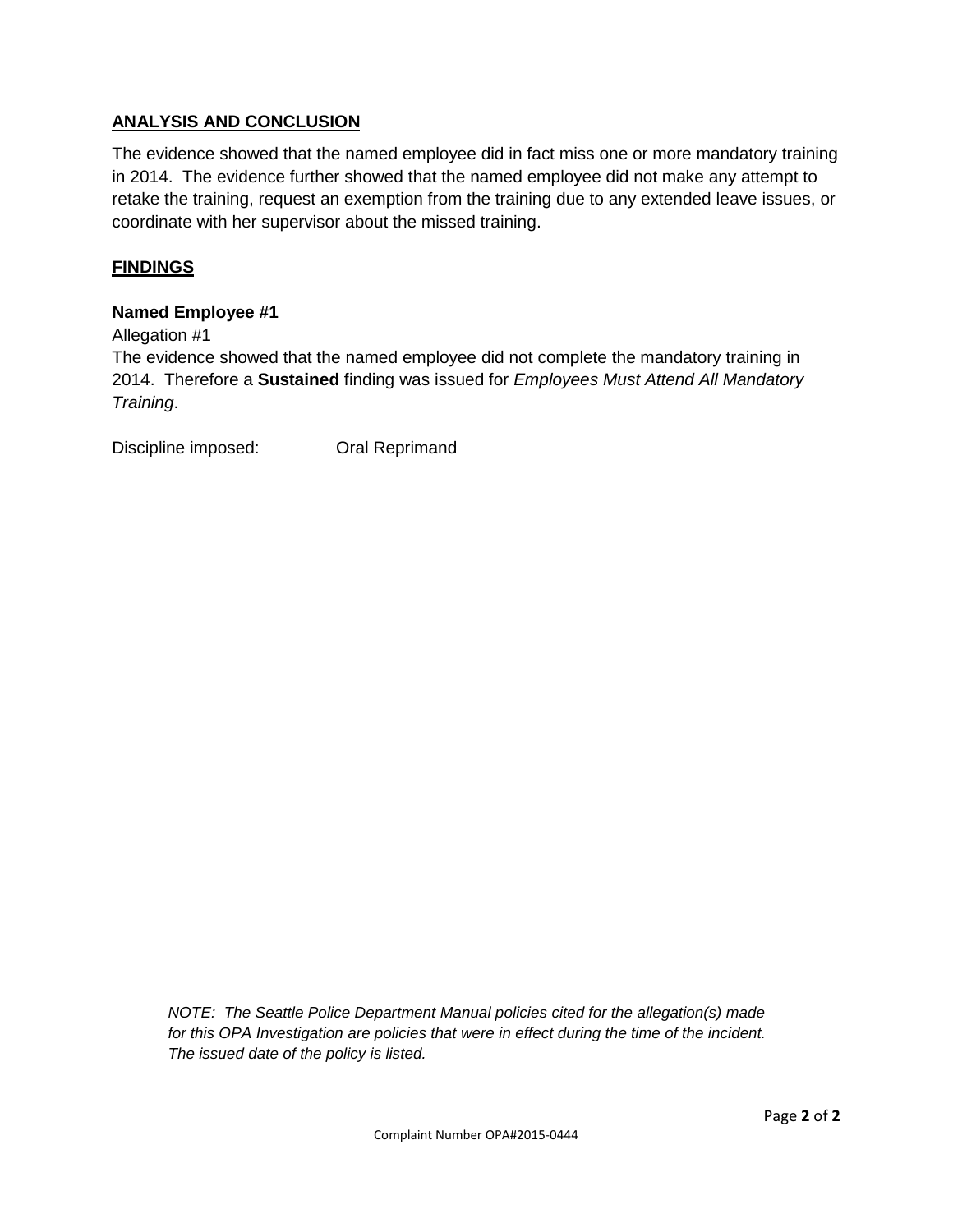## ANALYSIS AND CONCLUSION

The evidence showed that the named employee did in fact miss one or more mandatory training in 2014. The evidence further showed that the named employee did not make any attempt to retake the training, request an exemption from the training due to any extended leave issues, or coordinate with her supervisor about the missed training.

## FINDINGS

**Named Employee #1**

Allegation #1

The evidence showed that the named employee did not complete the mandatory training in 2014. Therefore a **Sustained** finding was issued for *Employees Must Attend All Mandatory Training*.

Discipline imposed: Oral Reprimand

*NOTE: The Seattle Police Department Manual policies cited for the allegation(s) made for this OPA Investigation are policies that were in effect during the time of the incident. The issued date of the policy is listed.*

Complaint Number OPA#2015-0444